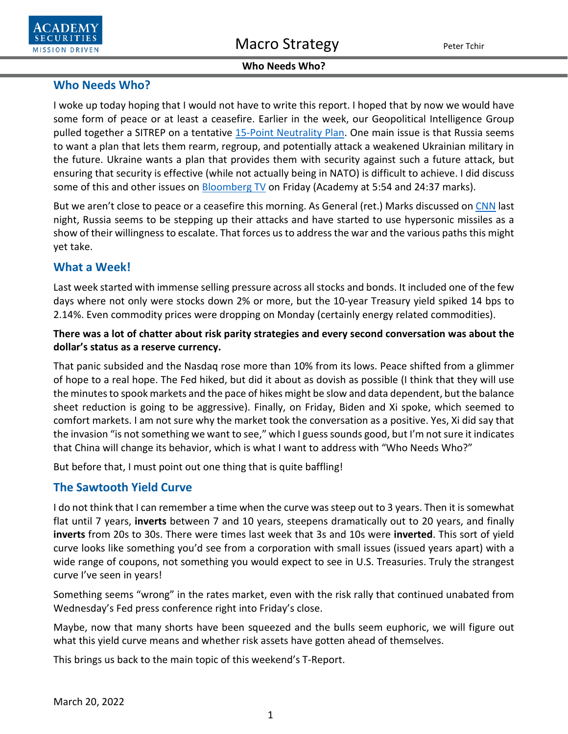## Who Needs Who?

I woke up today hoping that I would not have to write this report. I hoped that by now we would have some form of peace or at least a ceasefire. Earlier in the week, our Geopolitical Intelligence Group pulled together a SITREP on a tentative 15-Point Neutrality Plan. One main issue is that Russia seems to want a plan that lets them rearm, regroup, and potentially attack a weakened Ukrainian military in the future. Ukraine wants a plan that provides them with security against such a future attack, but ensuring that security is effective (while not actually being in NATO) is difficult to achieve. I did discuss some of this and other issues on Bloomberg TV on Friday (Academy at 5:54 and 24:37 marks).

But we aren't close to peace or a ceasefire this morning. As General (ret.) Marks discussed on CNN last night, Russia seems to be stepping up their attacks and have started to use hypersonic missiles as a show of their willingness to escalate. That forces us to address the war and the various paths this might yet take.

## What a Week!

Last week started with immense selling pressure across all stocks and bonds. It included one of the few days where not only were stocks down 2% or more, but the 10-year Treasury yield spiked 14 bps to 2.14%. Even commodity prices were dropping on Monday (certainly energy related commodities).

**There was a lot of chatter about risk parity strategies and every second conversation was about the dollar's status as a reserve currency.**

That panic subsided and the Nasdaq rose more than 10% from its lows. Peace shifted from a glimmer of hope to a real hope. The Fed hiked, but did it about as dovish as possible (I think that they will use the minutes to spook markets and the pace of hikes might be slow and data dependent, but the balance sheet reduction is going to be aggressive). Finally, on Friday, Biden and Xi spoke, which seemed to comfort markets. I am not sure why the market took the conversation as a positive. Yes, Xi did say that the invasion "is not something we want to see," which I guess sounds good, but I'm not sure it indicates that China will change its behavior, which is what I want to address with "Who Needs Who?"

But before that, I must point out one thing that is quite baffling!

## The Sawtooth Yield Curve

I do not think that I can remember a time when the curve was steep out to 3 years. Then it is somewhat flat until 7 years, **inverts** between 7 and 10 years, steepens dramatically out to 20 years, and finally **inverts** from 20s to 30s. There were times last week that 3s and 10s were **inverted**. This sort of yield curve looks like something you'd see from a corporation with small issues (issued years apart) with a wide range of coupons, not something you would expect to see in U.S. Treasuries. Truly the strangest curve I've seen in years!

Something seems "wrong" in the rates market, even with the risk rally that continued unabated from Wednesday's Fed press conference right into Friday's close.

Maybe, now that many shorts have been squeezed and the bulls seem euphoric, we will figure out what this yield curve means and whether risk assets have gotten ahead of themselves.

This brings us back to the main topic of this weekend's T-Report.

March 20, 2022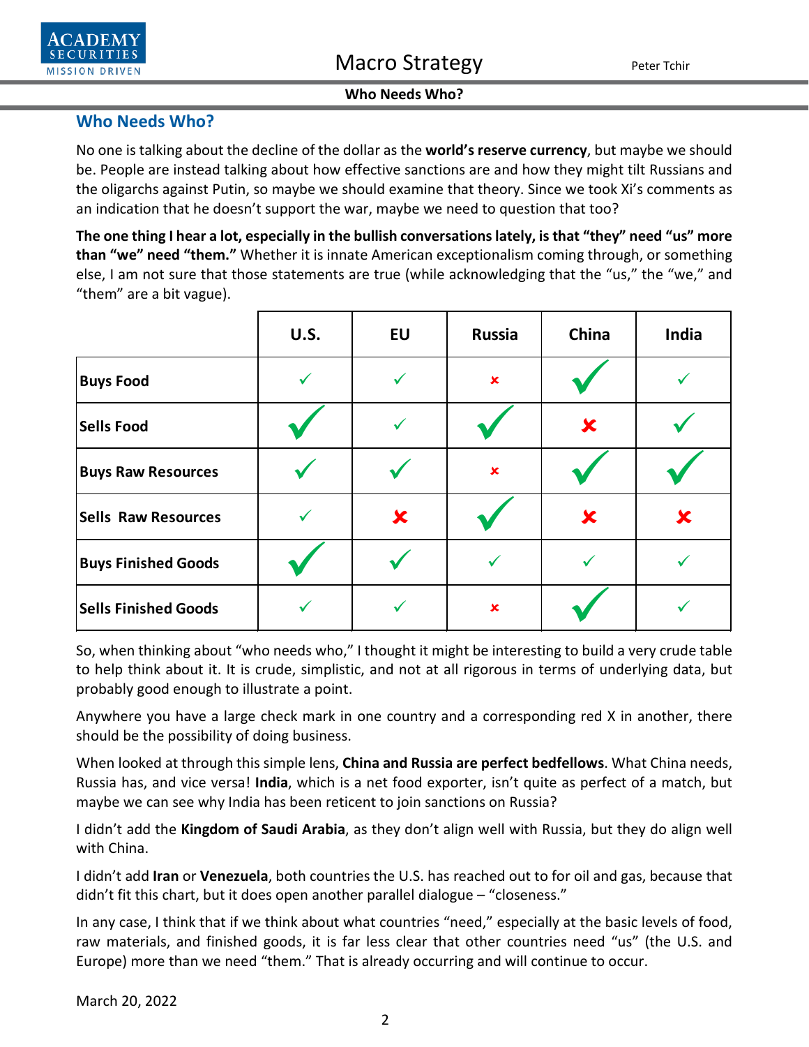## Who Needs Who?

No one is talking about the decline of the dollar as the **world's reserve currency**, but maybe we should be. People are instead talking about how effective sanctions are and how they might tilt Russians and the oligarchs against Putin, so maybe we should examine that theory. Since we took Xi's comments as an indication that he doesn't support the war, maybe we need to question that too?

**The one thing I hear a lot, especially in the bullish conversations lately, is that "they" need "us" more than "we" need "them."** Whether it is innate American exceptionalism coming through, or something else, I am not sure that those statements are true (while acknowledging that the "us," the "we," and "them" are a bit vague).

| | U.S. | EU | Russia | China | India |
|---|---|---|---|---|---|
| **Buys Food** | ✓ (small) | ✓ (small) | ✗ (small) | ✓ (large) | ✓ (small) |
| **Sells Food** | ✓ (large) | ✓ (small) | ✓ (large) | ✗ (large) | ✓ (medium) |
| **Buys Raw Resources** | ✓ (medium) | ✓ (medium) | ✗ (small) | ✓ (large) | ✓ (large) |
| **Sells Raw Resources** | ✓ (small) | ✗ (large) | ✓ (large) | ✗ (large) | ✗ (large) |
| **Buys Finished Goods** | ✓ (large) | ✓ (medium) | ✓ (small) | ✓ (small) | ✓ (small) |
| **Sells Finished Goods** | ✓ (small) | ✓ (small) | ✗ (small) | ✓ (large) | ✓ (small) |

So, when thinking about "who needs who," I thought it might be interesting to build a very crude table to help think about it. It is crude, simplistic, and not at all rigorous in terms of underlying data, but probably good enough to illustrate a point.

Anywhere you have a large check mark in one country and a corresponding red X in another, there should be the possibility of doing business.

When looked at through this simple lens, **China and Russia are perfect bedfellows**. What China needs, Russia has, and vice versa! **India**, which is a net food exporter, isn't quite as perfect of a match, but maybe we can see why India has been reticent to join sanctions on Russia?

I didn't add the **Kingdom of Saudi Arabia**, as they don't align well with Russia, but they do align well with China.

I didn't add **Iran** or **Venezuela**, both countries the U.S. has reached out to for oil and gas, because that didn't fit this chart, but it does open another parallel dialogue – "closeness."

In any case, I think that if we think about what countries "need," especially at the basic levels of food, raw materials, and finished goods, it is far less clear that other countries need "us" (the U.S. and Europe) more than we need "them." That is already occurring and will continue to occur.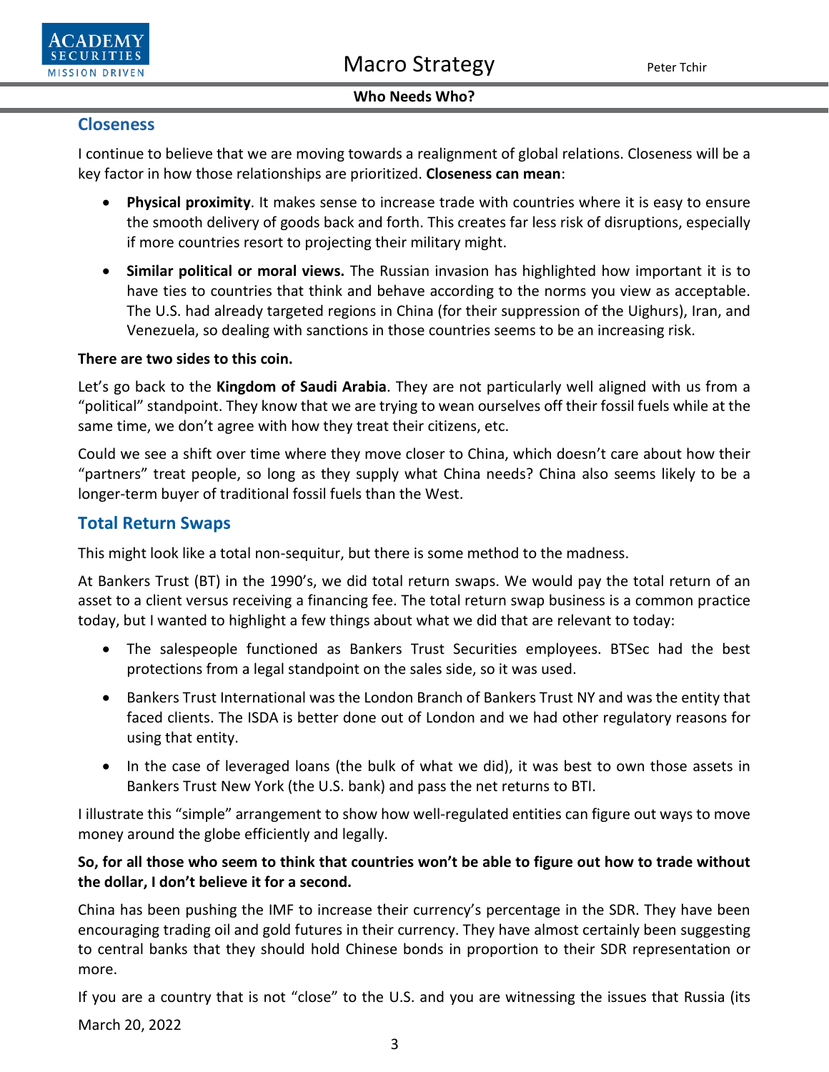## Closeness

I continue to believe that we are moving towards a realignment of global relations. Closeness will be a key factor in how those relationships are prioritized. **Closeness can mean**:

- **Physical proximity**. It makes sense to increase trade with countries where it is easy to ensure the smooth delivery of goods back and forth. This creates far less risk of disruptions, especially if more countries resort to projecting their military might.
- **Similar political or moral views.** The Russian invasion has highlighted how important it is to have ties to countries that think and behave according to the norms you view as acceptable. The U.S. had already targeted regions in China (for their suppression of the Uighurs), Iran, and Venezuela, so dealing with sanctions in those countries seems to be an increasing risk.

**There are two sides to this coin.**

Let's go back to the **Kingdom of Saudi Arabia**. They are not particularly well aligned with us from a "political" standpoint. They know that we are trying to wean ourselves off their fossil fuels while at the same time, we don't agree with how they treat their citizens, etc.

Could we see a shift over time where they move closer to China, which doesn't care about how their "partners" treat people, so long as they supply what China needs? China also seems likely to be a longer-term buyer of traditional fossil fuels than the West.

## Total Return Swaps

This might look like a total non-sequitur, but there is some method to the madness.

At Bankers Trust (BT) in the 1990's, we did total return swaps. We would pay the total return of an asset to a client versus receiving a financing fee. The total return swap business is a common practice today, but I wanted to highlight a few things about what we did that are relevant to today:

- The salespeople functioned as Bankers Trust Securities employees. BTSec had the best protections from a legal standpoint on the sales side, so it was used.
- Bankers Trust International was the London Branch of Bankers Trust NY and was the entity that faced clients. The ISDA is better done out of London and we had other regulatory reasons for using that entity.
- In the case of leveraged loans (the bulk of what we did), it was best to own those assets in Bankers Trust New York (the U.S. bank) and pass the net returns to BTI.

I illustrate this "simple" arrangement to show how well-regulated entities can figure out ways to move money around the globe efficiently and legally.

**So, for all those who seem to think that countries won't be able to figure out how to trade without the dollar, I don't believe it for a second.**

China has been pushing the IMF to increase their currency's percentage in the SDR. They have been encouraging trading oil and gold futures in their currency. They have almost certainly been suggesting to central banks that they should hold Chinese bonds in proportion to their SDR representation or more.

If you are a country that is not "close" to the U.S. and you are witnessing the issues that Russia (its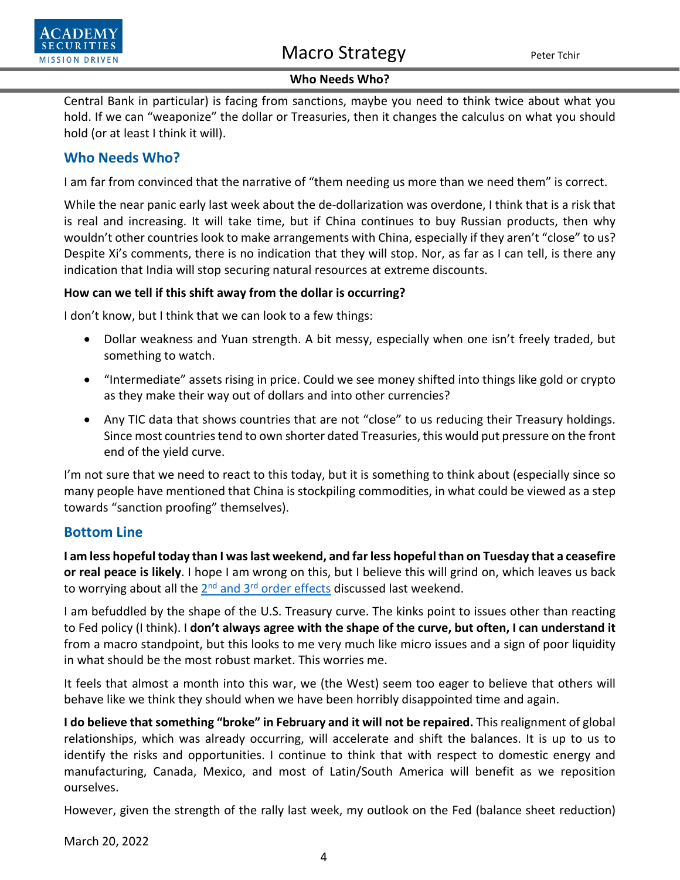Central Bank in particular) is facing from sanctions, maybe you need to think twice about what you hold. If we can "weaponize" the dollar or Treasuries, then it changes the calculus on what you should hold (or at least I think it will).

## Who Needs Who?

I am far from convinced that the narrative of "them needing us more than we need them" is correct.

While the near panic early last week about the de-dollarization was overdone, I think that is a risk that is real and increasing. It will take time, but if China continues to buy Russian products, then why wouldn't other countries look to make arrangements with China, especially if they aren't "close" to us? Despite Xi's comments, there is no indication that they will stop. Nor, as far as I can tell, is there any indication that India will stop securing natural resources at extreme discounts.

**How can we tell if this shift away from the dollar is occurring?**

I don't know, but I think that we can look to a few things:

- Dollar weakness and Yuan strength. A bit messy, especially when one isn't freely traded, but something to watch.
- "Intermediate" assets rising in price. Could we see money shifted into things like gold or crypto as they make their way out of dollars and into other currencies?
- Any TIC data that shows countries that are not "close" to us reducing their Treasury holdings. Since most countries tend to own shorter dated Treasuries, this would put pressure on the front end of the yield curve.

I'm not sure that we need to react to this today, but it is something to think about (especially since so many people have mentioned that China is stockpiling commodities, in what could be viewed as a step towards "sanction proofing" themselves).

## Bottom Line

**I am less hopeful today than I was last weekend, and far less hopeful than on Tuesday that a ceasefire or real peace is likely**. I hope I am wrong on this, but I believe this will grind on, which leaves us back to worrying about all the 2nd and 3rd order effects discussed last weekend.

I am befuddled by the shape of the U.S. Treasury curve. The kinks point to issues other than reacting to Fed policy (I think). I **don't always agree with the shape of the curve, but often, I can understand it** from a macro standpoint, but this looks to me very much like micro issues and a sign of poor liquidity in what should be the most robust market. This worries me.

It feels that almost a month into this war, we (the West) seem too eager to believe that others will behave like we think they should when we have been horribly disappointed time and again.

**I do believe that something "broke" in February and it will not be repaired.** This realignment of global relationships, which was already occurring, will accelerate and shift the balances. It is up to us to identify the risks and opportunities. I continue to think that with respect to domestic energy and manufacturing, Canada, Mexico, and most of Latin/South America will benefit as we reposition ourselves.

However, given the strength of the rally last week, my outlook on the Fed (balance sheet reduction)

March 20, 2022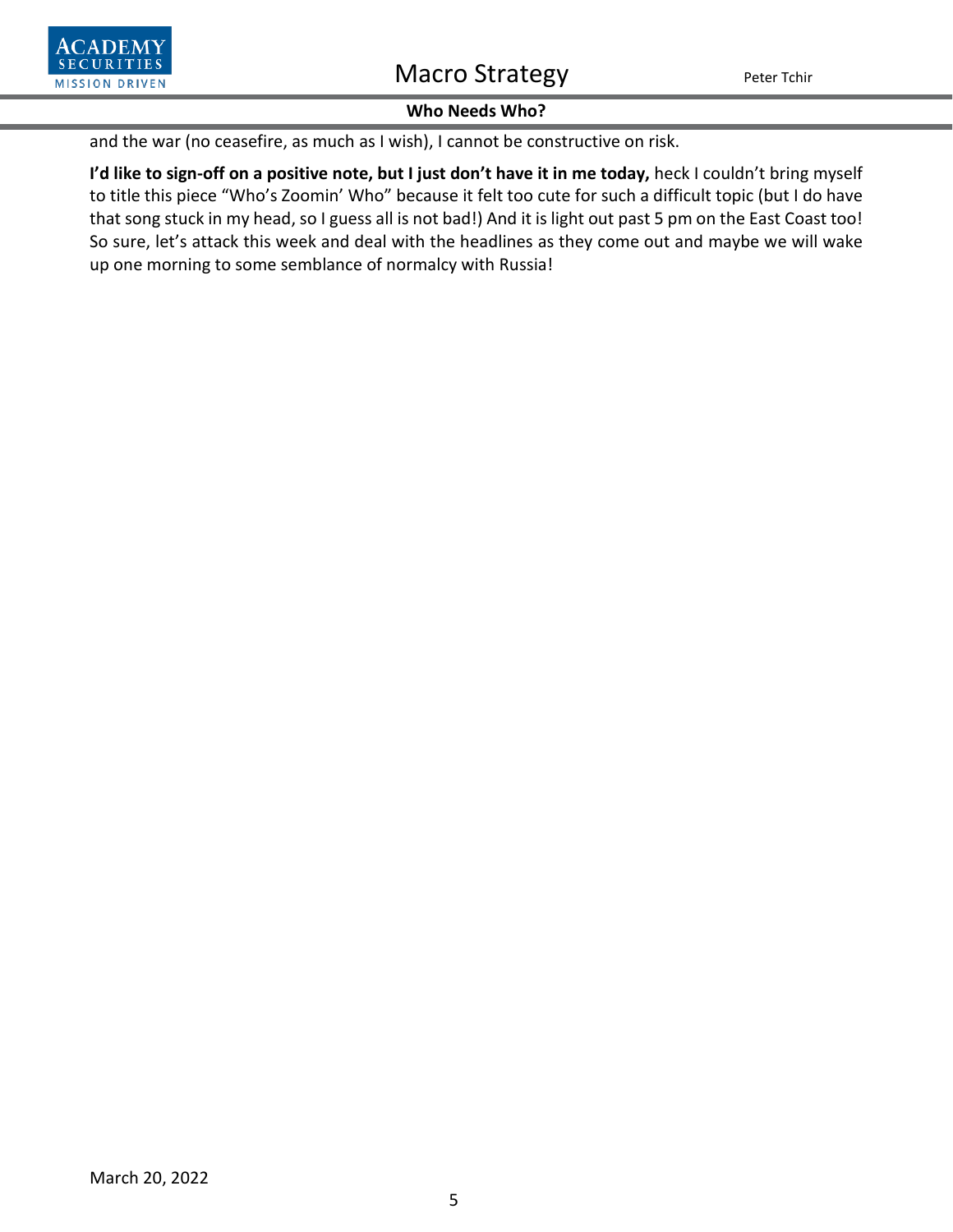and the war (no ceasefire, as much as I wish), I cannot be constructive on risk.

**I'd like to sign-off on a positive note, but I just don't have it in me today,** heck I couldn't bring myself to title this piece "Who's Zoomin' Who" because it felt too cute for such a difficult topic (but I do have that song stuck in my head, so I guess all is not bad!) And it is light out past 5 pm on the East Coast too! So sure, let's attack this week and deal with the headlines as they come out and maybe we will wake up one morning to some semblance of normalcy with Russia!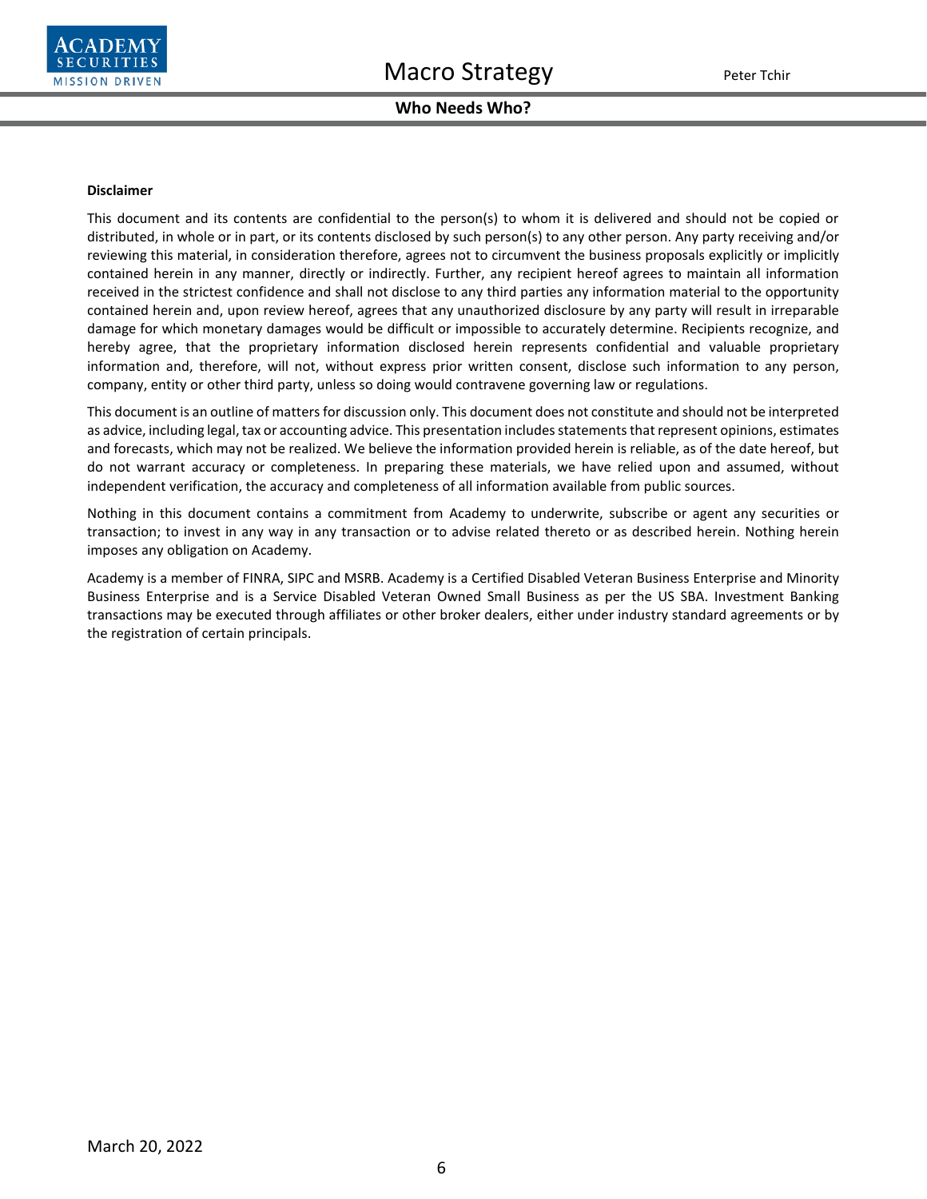**Disclaimer**

This document and its contents are confidential to the person(s) to whom it is delivered and should not be copied or distributed, in whole or in part, or its contents disclosed by such person(s) to any other person. Any party receiving and/or reviewing this material, in consideration therefore, agrees not to circumvent the business proposals explicitly or implicitly contained herein in any manner, directly or indirectly. Further, any recipient hereof agrees to maintain all information received in the strictest confidence and shall not disclose to any third parties any information material to the opportunity contained herein and, upon review hereof, agrees that any unauthorized disclosure by any party will result in irreparable damage for which monetary damages would be difficult or impossible to accurately determine. Recipients recognize, and hereby agree, that the proprietary information disclosed herein represents confidential and valuable proprietary information and, therefore, will not, without express prior written consent, disclose such information to any person, company, entity or other third party, unless so doing would contravene governing law or regulations.

This document is an outline of matters for discussion only. This document does not constitute and should not be interpreted as advice, including legal, tax or accounting advice. This presentation includes statements that represent opinions, estimates and forecasts, which may not be realized. We believe the information provided herein is reliable, as of the date hereof, but do not warrant accuracy or completeness. In preparing these materials, we have relied upon and assumed, without independent verification, the accuracy and completeness of all information available from public sources.

Nothing in this document contains a commitment from Academy to underwrite, subscribe or agent any securities or transaction; to invest in any way in any transaction or to advise related thereto or as described herein. Nothing herein imposes any obligation on Academy.

Academy is a member of FINRA, SIPC and MSRB. Academy is a Certified Disabled Veteran Business Enterprise and Minority Business Enterprise and is a Service Disabled Veteran Owned Small Business as per the US SBA. Investment Banking transactions may be executed through affiliates or other broker dealers, either under industry standard agreements or by the registration of certain principals.

March 20, 2022